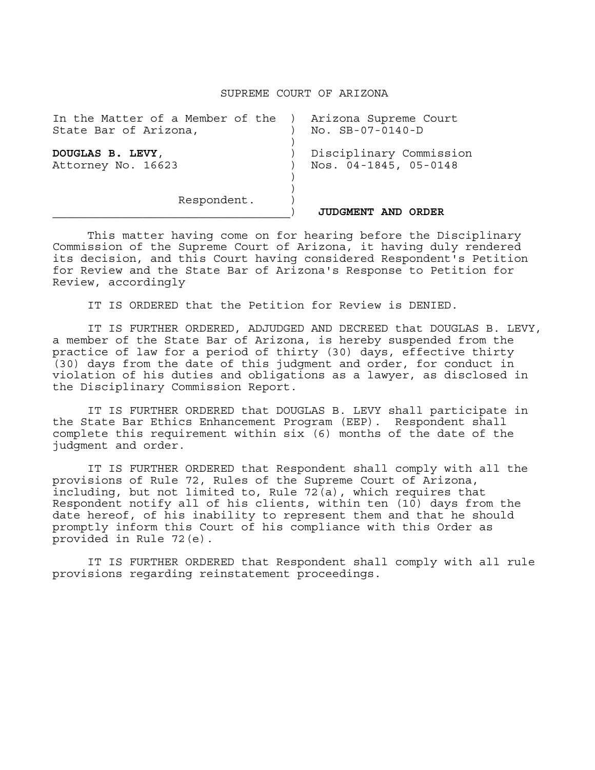SUPREME COURT OF ARIZONA

| | |
|---|---|
| In the Matter of a Member of the State Bar of Arizona, | Arizona Supreme Court No. SB-07-0140-D |
| **DOUGLAS B. LEVY**, Attorney No. 16623 | Disciplinary Commission Nos. 04-1845, 05-0148 |
| Respondent. | **JUDGMENT AND ORDER** |

This matter having come on for hearing before the Disciplinary Commission of the Supreme Court of Arizona, it having duly rendered its decision, and this Court having considered Respondent's Petition for Review and the State Bar of Arizona's Response to Petition for Review, accordingly

IT IS ORDERED that the Petition for Review is DENIED.

IT IS FURTHER ORDERED, ADJUDGED AND DECREED that DOUGLAS B. LEVY, a member of the State Bar of Arizona, is hereby suspended from the practice of law for a period of thirty (30) days, effective thirty (30) days from the date of this judgment and order, for conduct in violation of his duties and obligations as a lawyer, as disclosed in the Disciplinary Commission Report.

IT IS FURTHER ORDERED that DOUGLAS B. LEVY shall participate in the State Bar Ethics Enhancement Program (EEP). Respondent shall complete this requirement within six (6) months of the date of the judgment and order.

IT IS FURTHER ORDERED that Respondent shall comply with all the provisions of Rule 72, Rules of the Supreme Court of Arizona, including, but not limited to, Rule 72(a), which requires that Respondent notify all of his clients, within ten (10) days from the date hereof, of his inability to represent them and that he should promptly inform this Court of his compliance with this Order as provided in Rule 72(e).

IT IS FURTHER ORDERED that Respondent shall comply with all rule provisions regarding reinstatement proceedings.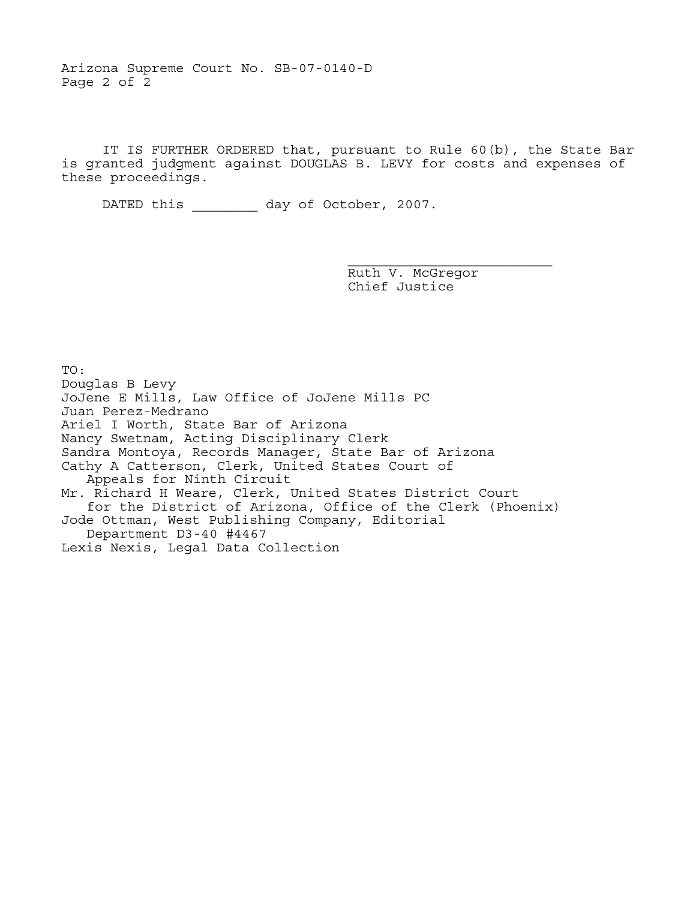IT IS FURTHER ORDERED that, pursuant to Rule 60(b), the State Bar is granted judgment against DOUGLAS B. LEVY for costs and expenses of these proceedings.

DATED this ________ day of October, 2007.

________________________
Ruth V. McGregor
Chief Justice

TO:
Douglas B Levy
JoJene E Mills, Law Office of JoJene Mills PC
Juan Perez-Medrano
Ariel I Worth, State Bar of Arizona
Nancy Swetnam, Acting Disciplinary Clerk
Sandra Montoya, Records Manager, State Bar of Arizona
Cathy A Catterson, Clerk, United States Court of Appeals for Ninth Circuit
Mr. Richard H Weare, Clerk, United States District Court for the District of Arizona, Office of the Clerk (Phoenix)
Jode Ottman, West Publishing Company, Editorial Department D3-40 #4467
Lexis Nexis, Legal Data Collection